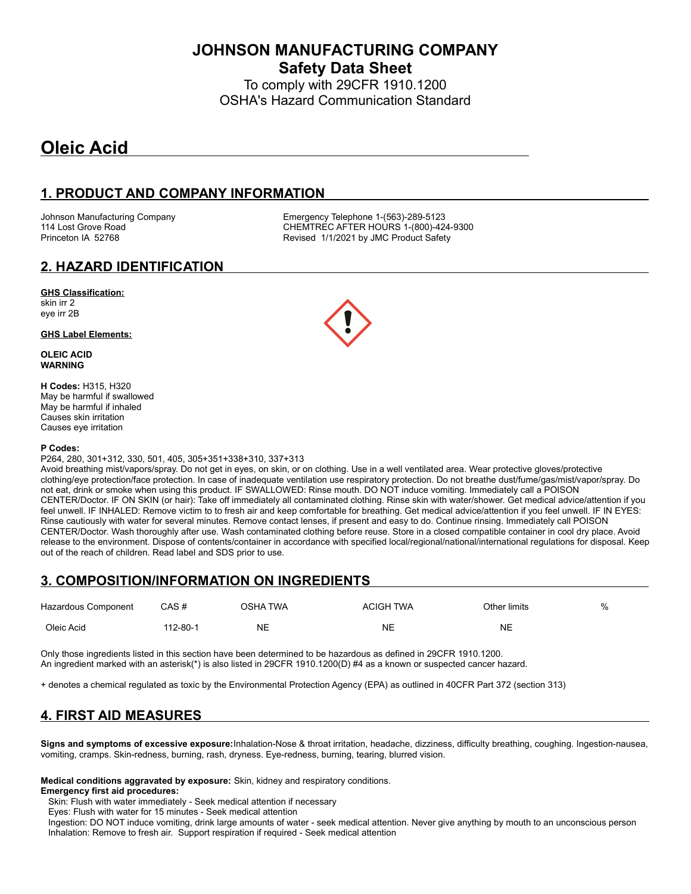# JOHNSON MANUFACTURING COMPANY

## Safety Data Sheet

To comply with 29CFR 1910.1200
OSHA's Hazard Communication Standard

# Oleic Acid

## 1. PRODUCT AND COMPANY INFORMATION

Johnson Manufacturing Company
114 Lost Grove Road
Princeton IA 52768

Emergency Telephone 1-(563)-289-5123
CHEMTREC AFTER HOURS 1-(800)-424-9300
Revised 1/1/2021 by JMC Product Safety

## 2. HAZARD IDENTIFICATION

**GHS Classification:**
skin irr 2
eye irr 2B

**GHS Label Elements:**

**OLEIC ACID**
**WARNING**

**H Codes:** H315, H320
May be harmful if swallowed
May be harmful if inhaled
Causes skin irritation
Causes eye irritation

**P Codes:**
P264, 280, 301+312, 330, 501, 405, 305+351+338+310, 337+313
Avoid breathing mist/vapors/spray. Do not get in eyes, on skin, or on clothing. Use in a well ventilated area. Wear protective gloves/protective clothing/eye protection/face protection. In case of inadequate ventilation use respiratory protection. Do not breathe dust/fume/gas/mist/vapor/spray. Do not eat, drink or smoke when using this product. IF SWALLOWED: Rinse mouth. DO NOT induce vomiting. Immediately call a POISON CENTER/Doctor. IF ON SKIN (or hair): Take off immediately all contaminated clothing. Rinse skin with water/shower. Get medical advice/attention if you feel unwell. IF INHALED: Remove victim to to fresh air and keep comfortable for breathing. Get medical advice/attention if you feel unwell. IF IN EYES: Rinse cautiously with water for several minutes. Remove contact lenses, if present and easy to do. Continue rinsing. Immediately call POISON CENTER/Doctor. Wash thoroughly after use. Wash contaminated clothing before reuse. Store in a closed compatible container in cool dry place. Avoid release to the environment. Dispose of contents/container in accordance with specified local/regional/national/international regulations for disposal. Keep out of the reach of children. Read label and SDS prior to use.

## 3. COMPOSITION/INFORMATION ON INGREDIENTS

| Hazardous Component | CAS # | OSHA TWA | ACIGH TWA | Other limits | % |
|---|---|---|---|---|---|
| Oleic Acid | 112-80-1 | NE | NE | NE | |

Only those ingredients listed in this section have been determined to be hazardous as defined in 29CFR 1910.1200.
An ingredient marked with an asterisk(*) is also listed in 29CFR 1910.1200(D) #4 as a known or suspected cancer hazard.

+ denotes a chemical regulated as toxic by the Environmental Protection Agency (EPA) as outlined in 40CFR Part 372 (section 313)

## 4. FIRST AID MEASURES

**Signs and symptoms of excessive exposure:**Inhalation-Nose & throat irritation, headache, dizziness, difficulty breathing, coughing. Ingestion-nausea, vomiting, cramps. Skin-redness, burning, rash, dryness. Eye-redness, burning, tearing, blurred vision.

**Medical conditions aggravated by exposure:** Skin, kidney and respiratory conditions.
**Emergency first aid procedures:**
Skin: Flush with water immediately - Seek medical attention if necessary
Eyes: Flush with water for 15 minutes - Seek medical attention
Ingestion: DO NOT induce vomiting, drink large amounts of water - seek medical attention. Never give anything by mouth to an unconscious person
Inhalation: Remove to fresh air. Support respiration if required - Seek medical attention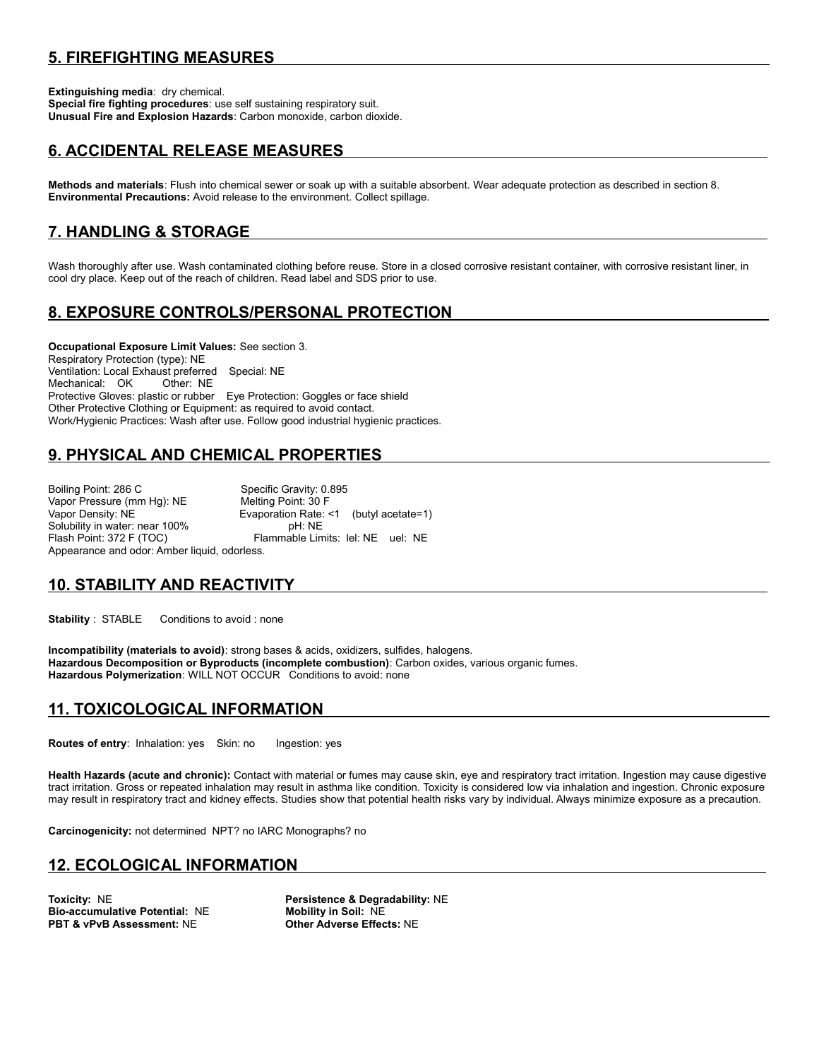## 5. FIREFIGHTING MEASURES

**Extinguishing media**: dry chemical.
**Special fire fighting procedures**: use self sustaining respiratory suit.
**Unusual Fire and Explosion Hazards**: Carbon monoxide, carbon dioxide.

## 6. ACCIDENTAL RELEASE MEASURES

**Methods and materials**: Flush into chemical sewer or soak up with a suitable absorbent. Wear adequate protection as described in section 8.
**Environmental Precautions:** Avoid release to the environment. Collect spillage.

## 7. HANDLING & STORAGE

Wash thoroughly after use. Wash contaminated clothing before reuse. Store in a closed corrosive resistant container, with corrosive resistant liner, in cool dry place. Keep out of the reach of children. Read label and SDS prior to use.

## 8. EXPOSURE CONTROLS/PERSONAL PROTECTION

**Occupational Exposure Limit Values:** See section 3.
Respiratory Protection (type): NE
Ventilation: Local Exhaust preferred    Special: NE
Mechanical: OK    Other: NE
Protective Gloves: plastic or rubber    Eye Protection: Goggles or face shield
Other Protective Clothing or Equipment: as required to avoid contact.
Work/Hygienic Practices: Wash after use. Follow good industrial hygienic practices.

## 9. PHYSICAL AND CHEMICAL PROPERTIES

Boiling Point: 286 C    Specific Gravity: 0.895
Vapor Pressure (mm Hg): NE    Melting Point: 30 F
Vapor Density: NE    Evaporation Rate: <1 (butyl acetate=1)
Solubility in water: near 100%    pH: NE
Flash Point: 372 F (TOC)    Flammable Limits: lel: NE uel: NE
Appearance and odor: Amber liquid, odorless.

## 10. STABILITY AND REACTIVITY

**Stability** : STABLE    Conditions to avoid : none

**Incompatibility (materials to avoid)**: strong bases & acids, oxidizers, sulfides, halogens.
**Hazardous Decomposition or Byproducts (incomplete combustion)**: Carbon oxides, various organic fumes.
**Hazardous Polymerization**: WILL NOT OCCUR  Conditions to avoid: none

## 11. TOXICOLOGICAL INFORMATION

**Routes of entry**: Inhalation: yes  Skin: no    Ingestion: yes

**Health Hazards (acute and chronic):** Contact with material or fumes may cause skin, eye and respiratory tract irritation. Ingestion may cause digestive tract irritation. Gross or repeated inhalation may result in asthma like condition. Toxicity is considered low via inhalation and ingestion. Chronic exposure may result in respiratory tract and kidney effects. Studies show that potential health risks vary by individual. Always minimize exposure as a precaution.

**Carcinogenicity:** not determined  NPT? no IARC Monographs? no

## 12. ECOLOGICAL INFORMATION

**Toxicity:** NE
**Persistence & Degradability:** NE
**Bio-accumulative Potential:** NE
**Mobility in Soil:** NE
**PBT & vPvB Assessment:** NE
**Other Adverse Effects:** NE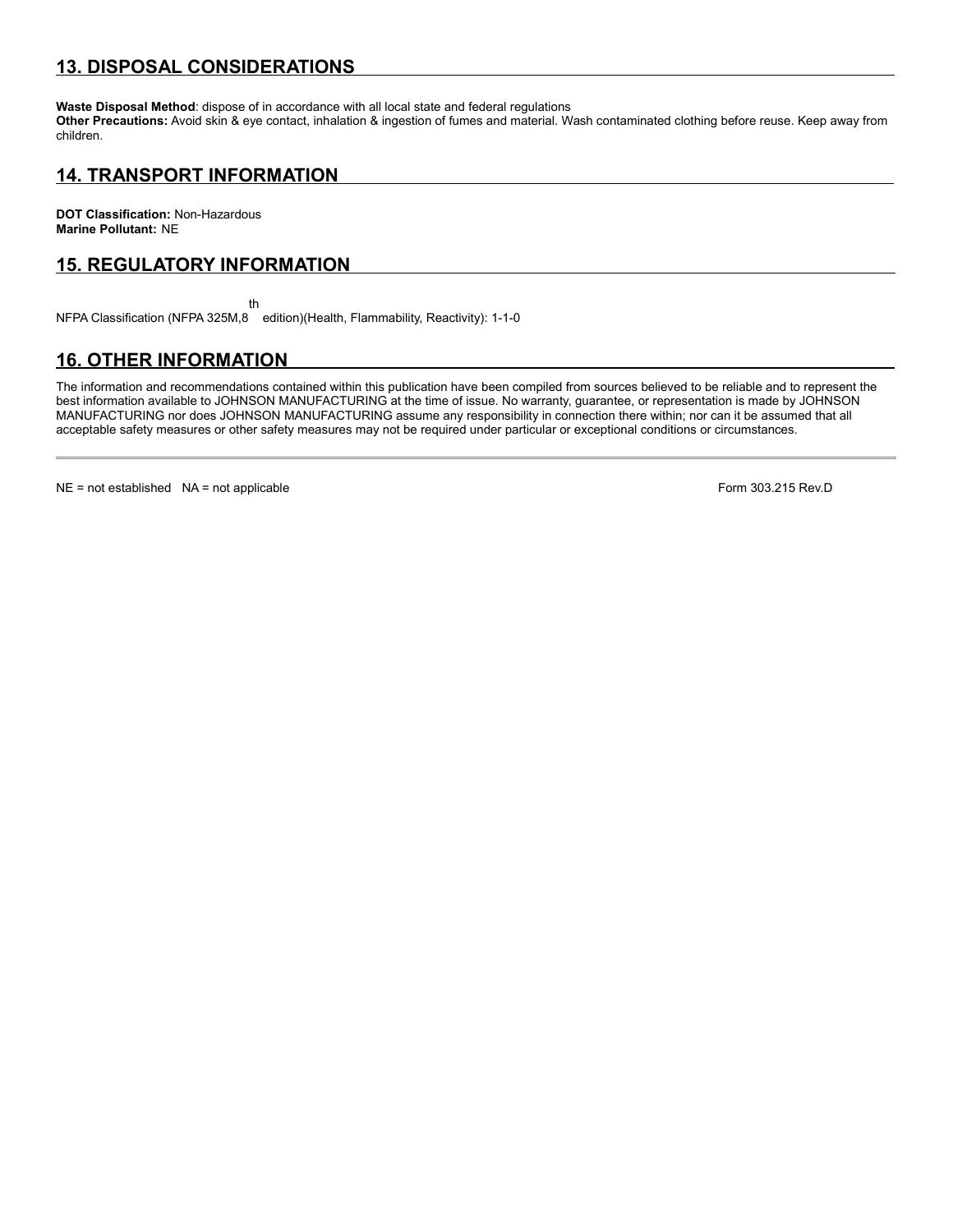## 13. DISPOSAL CONSIDERATIONS

**Waste Disposal Method**: dispose of in accordance with all local state and federal regulations
**Other Precautions:** Avoid skin & eye contact, inhalation & ingestion of fumes and material. Wash contaminated clothing before reuse. Keep away from children.

## 14. TRANSPORT INFORMATION

**DOT Classification:** Non-Hazardous
**Marine Pollutant:** NE

## 15. REGULATORY INFORMATION

NFPA Classification (NFPA 325M,8th edition)(Health, Flammability, Reactivity): 1-1-0

## 16. OTHER INFORMATION

The information and recommendations contained within this publication have been compiled from sources believed to be reliable and to represent the best information available to JOHNSON MANUFACTURING at the time of issue. No warranty, guarantee, or representation is made by JOHNSON MANUFACTURING nor does JOHNSON MANUFACTURING assume any responsibility in connection there within; nor can it be assumed that all acceptable safety measures or other safety measures may not be required under particular or exceptional conditions or circumstances.

---

NE = not established NA = not applicable

Form 303.215 Rev.D